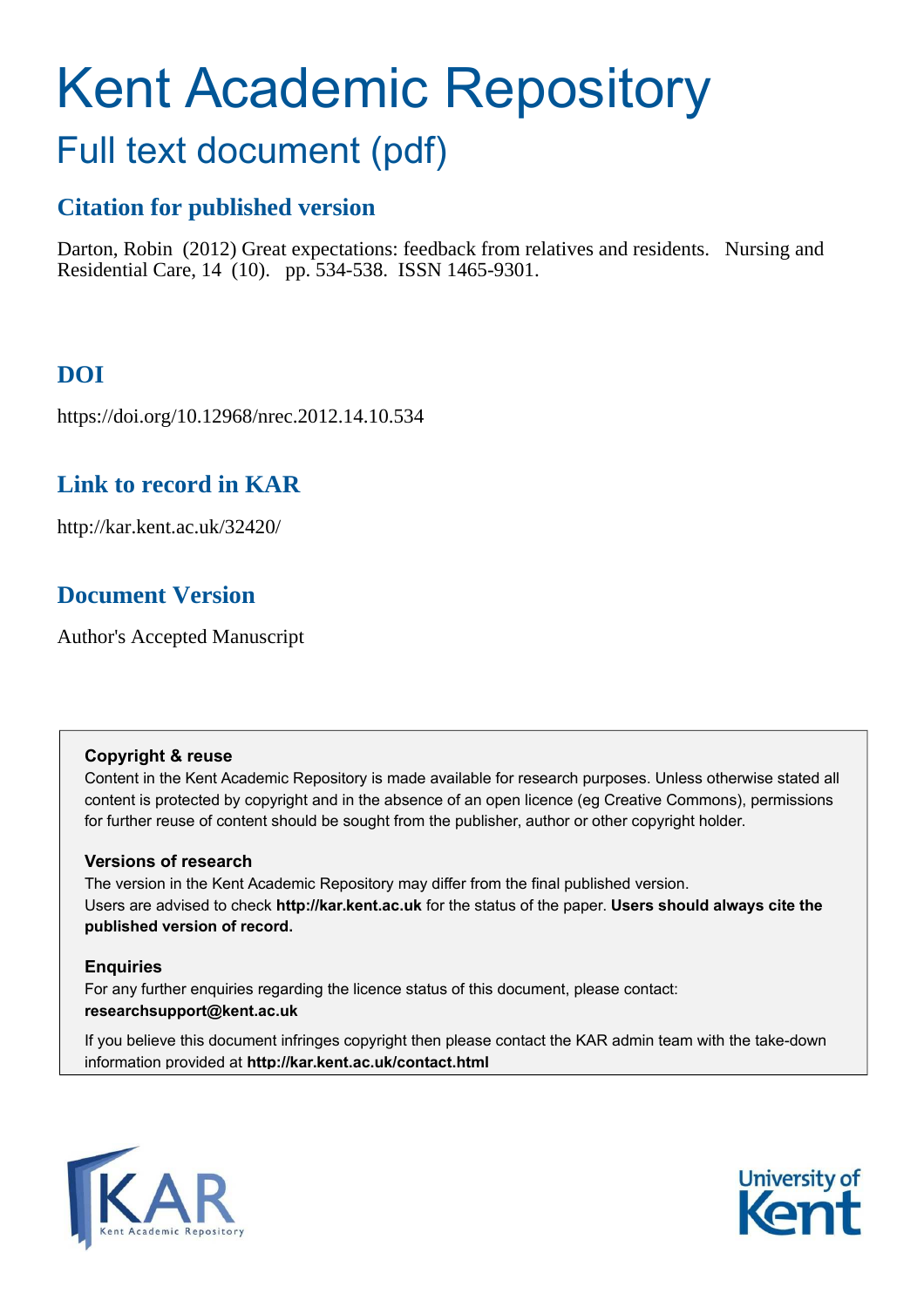# Kent Academic Repository

## Full text document (pdf)

### Citation for published version

Darton, Robin (2012) Great expectations: feedback from relatives and residents. Nursing and Residential Care, 14 (10). pp. 534-538. ISSN 1465-9301.

### DOI

https://doi.org/10.12968/nrec.2012.14.10.534

### Link to record in KAR

http://kar.kent.ac.uk/32420/

### Document Version

Author's Accepted Manuscript

**Copyright & reuse**

Content in the Kent Academic Repository is made available for research purposes. Unless otherwise stated all content is protected by copyright and in the absence of an open licence (eg Creative Commons), permissions for further reuse of content should be sought from the publisher, author or other copyright holder.

**Versions of research**

The version in the Kent Academic Repository may differ from the final published version. Users are advised to check **http://kar.kent.ac.uk** for the status of the paper. **Users should always cite the published version of record.**

**Enquiries**

For any further enquiries regarding the licence status of this document, please contact: **researchsupport@kent.ac.uk**

If you believe this document infringes copyright then please contact the KAR admin team with the take-down information provided at **http://kar.kent.ac.uk/contact.html**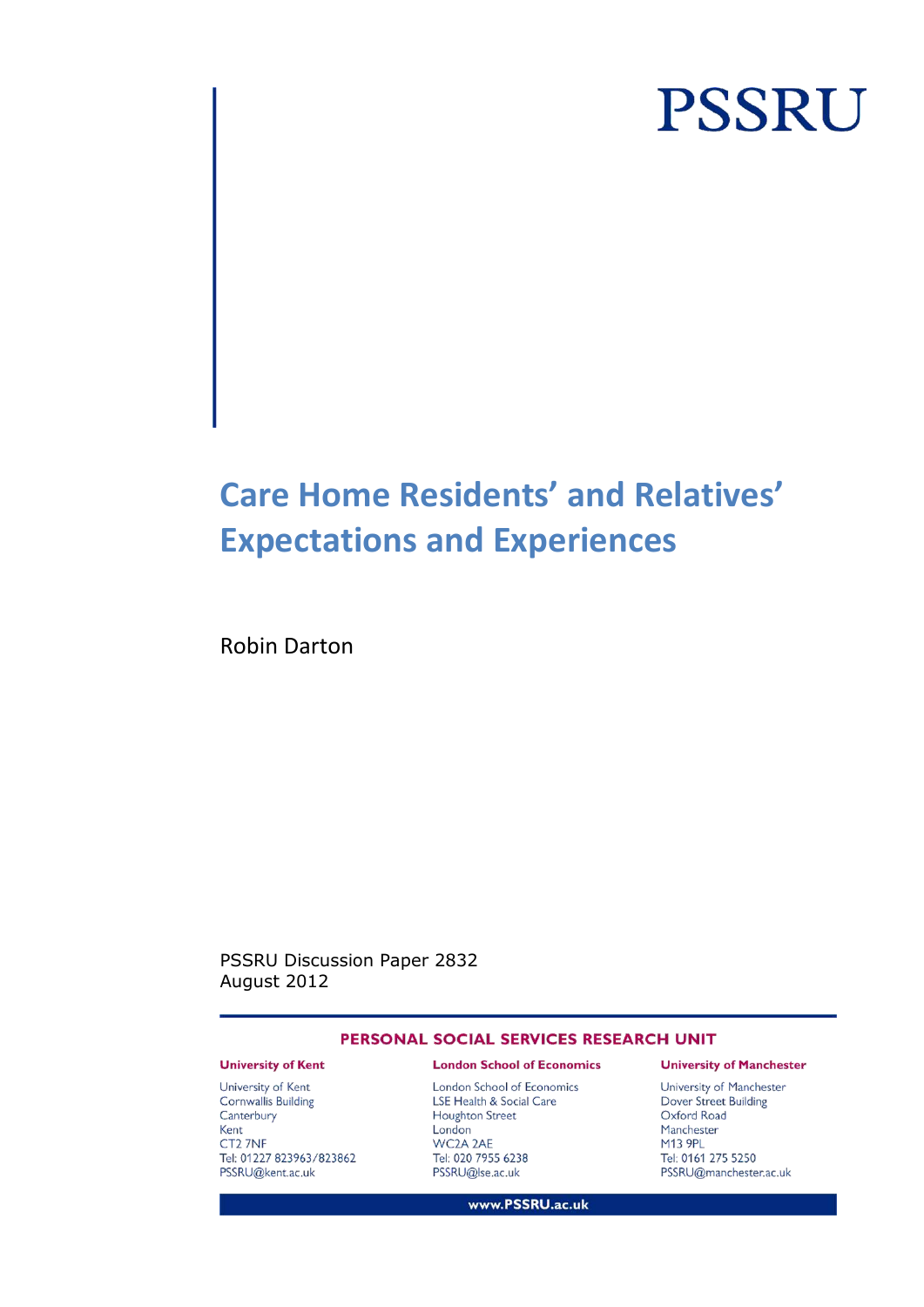PSSRU

# Care Home Residents' and Relatives' Expectations and Experiences

Robin Darton

PSSRU Discussion Paper 2832
August 2012

**PERSONAL SOCIAL SERVICES RESEARCH UNIT**

**University of Kent**

University of Kent
Cornwallis Building
Canterbury
Kent
CT2 7NF
Tel: 01227 823963/823862
PSSRU@kent.ac.uk

**London School of Economics**

London School of Economics
LSE Health & Social Care
Houghton Street
London
WC2A 2AE
Tel: 020 7955 6238
PSSRU@lse.ac.uk

**University of Manchester**

University of Manchester
Dover Street Building
Oxford Road
Manchester
M13 9PL
Tel: 0161 275 5250
PSSRU@manchester.ac.uk

www.PSSRU.ac.uk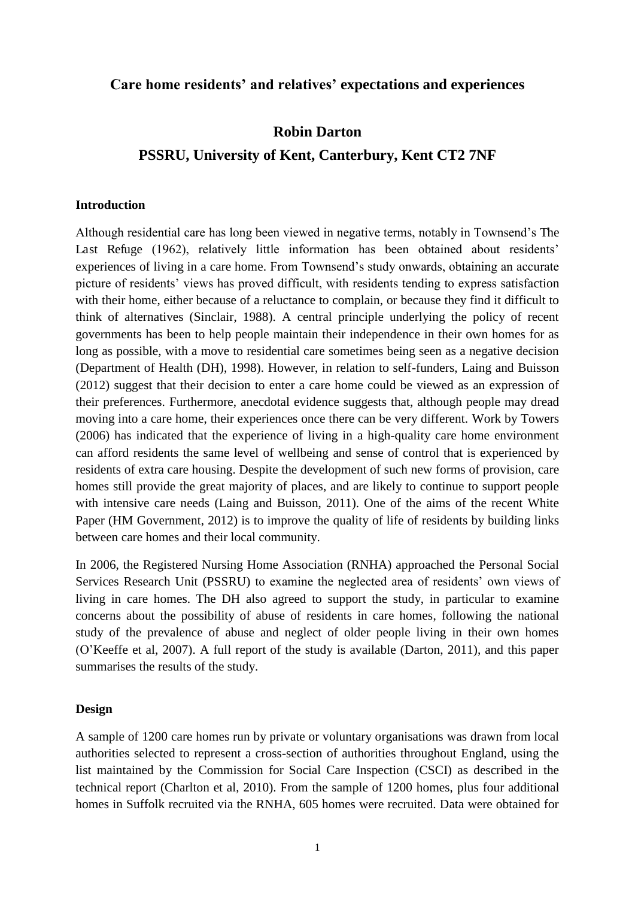# Care home residents' and relatives' expectations and experiences

## Robin Darton

## PSSRU, University of Kent, Canterbury, Kent CT2 7NF

### Introduction

Although residential care has long been viewed in negative terms, notably in Townsend's The Last Refuge (1962), relatively little information has been obtained about residents' experiences of living in a care home. From Townsend's study onwards, obtaining an accurate picture of residents' views has proved difficult, with residents tending to express satisfaction with their home, either because of a reluctance to complain, or because they find it difficult to think of alternatives (Sinclair, 1988). A central principle underlying the policy of recent governments has been to help people maintain their independence in their own homes for as long as possible, with a move to residential care sometimes being seen as a negative decision (Department of Health (DH), 1998). However, in relation to self-funders, Laing and Buisson (2012) suggest that their decision to enter a care home could be viewed as an expression of their preferences. Furthermore, anecdotal evidence suggests that, although people may dread moving into a care home, their experiences once there can be very different. Work by Towers (2006) has indicated that the experience of living in a high-quality care home environment can afford residents the same level of wellbeing and sense of control that is experienced by residents of extra care housing. Despite the development of such new forms of provision, care homes still provide the great majority of places, and are likely to continue to support people with intensive care needs (Laing and Buisson, 2011). One of the aims of the recent White Paper (HM Government, 2012) is to improve the quality of life of residents by building links between care homes and their local community.

In 2006, the Registered Nursing Home Association (RNHA) approached the Personal Social Services Research Unit (PSSRU) to examine the neglected area of residents' own views of living in care homes. The DH also agreed to support the study, in particular to examine concerns about the possibility of abuse of residents in care homes, following the national study of the prevalence of abuse and neglect of older people living in their own homes (O'Keeffe et al, 2007). A full report of the study is available (Darton, 2011), and this paper summarises the results of the study.

### Design

A sample of 1200 care homes run by private or voluntary organisations was drawn from local authorities selected to represent a cross-section of authorities throughout England, using the list maintained by the Commission for Social Care Inspection (CSCI) as described in the technical report (Charlton et al, 2010). From the sample of 1200 homes, plus four additional homes in Suffolk recruited via the RNHA, 605 homes were recruited. Data were obtained for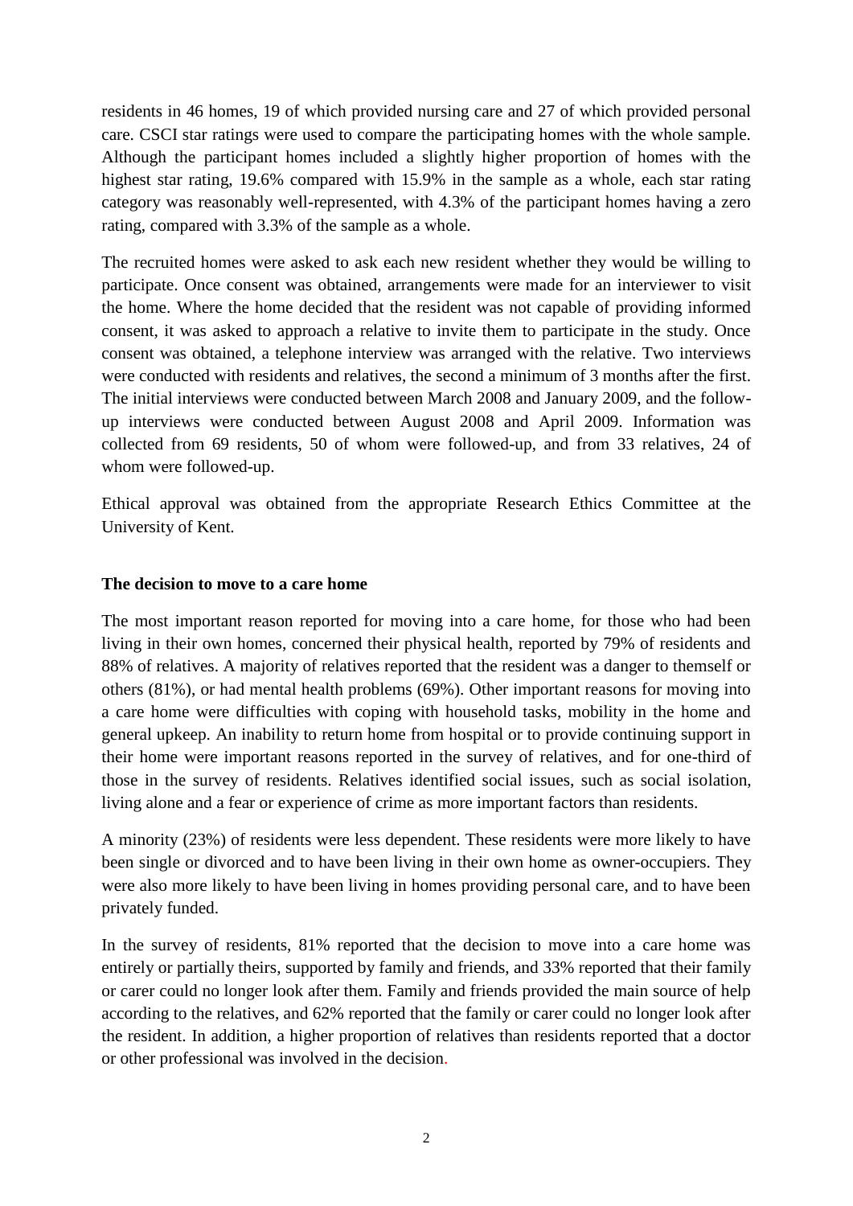residents in 46 homes, 19 of which provided nursing care and 27 of which provided personal care. CSCI star ratings were used to compare the participating homes with the whole sample. Although the participant homes included a slightly higher proportion of homes with the highest star rating, 19.6% compared with 15.9% in the sample as a whole, each star rating category was reasonably well-represented, with 4.3% of the participant homes having a zero rating, compared with 3.3% of the sample as a whole.

The recruited homes were asked to ask each new resident whether they would be willing to participate. Once consent was obtained, arrangements were made for an interviewer to visit the home. Where the home decided that the resident was not capable of providing informed consent, it was asked to approach a relative to invite them to participate in the study. Once consent was obtained, a telephone interview was arranged with the relative. Two interviews were conducted with residents and relatives, the second a minimum of 3 months after the first. The initial interviews were conducted between March 2008 and January 2009, and the follow-up interviews were conducted between August 2008 and April 2009. Information was collected from 69 residents, 50 of whom were followed-up, and from 33 relatives, 24 of whom were followed-up.

Ethical approval was obtained from the appropriate Research Ethics Committee at the University of Kent.

**The decision to move to a care home**

The most important reason reported for moving into a care home, for those who had been living in their own homes, concerned their physical health, reported by 79% of residents and 88% of relatives. A majority of relatives reported that the resident was a danger to themself or others (81%), or had mental health problems (69%). Other important reasons for moving into a care home were difficulties with coping with household tasks, mobility in the home and general upkeep. An inability to return home from hospital or to provide continuing support in their home were important reasons reported in the survey of relatives, and for one-third of those in the survey of residents. Relatives identified social issues, such as social isolation, living alone and a fear or experience of crime as more important factors than residents.

A minority (23%) of residents were less dependent. These residents were more likely to have been single or divorced and to have been living in their own home as owner-occupiers. They were also more likely to have been living in homes providing personal care, and to have been privately funded.

In the survey of residents, 81% reported that the decision to move into a care home was entirely or partially theirs, supported by family and friends, and 33% reported that their family or carer could no longer look after them. Family and friends provided the main source of help according to the relatives, and 62% reported that the family or carer could no longer look after the resident. In addition, a higher proportion of relatives than residents reported that a doctor or other professional was involved in the decision.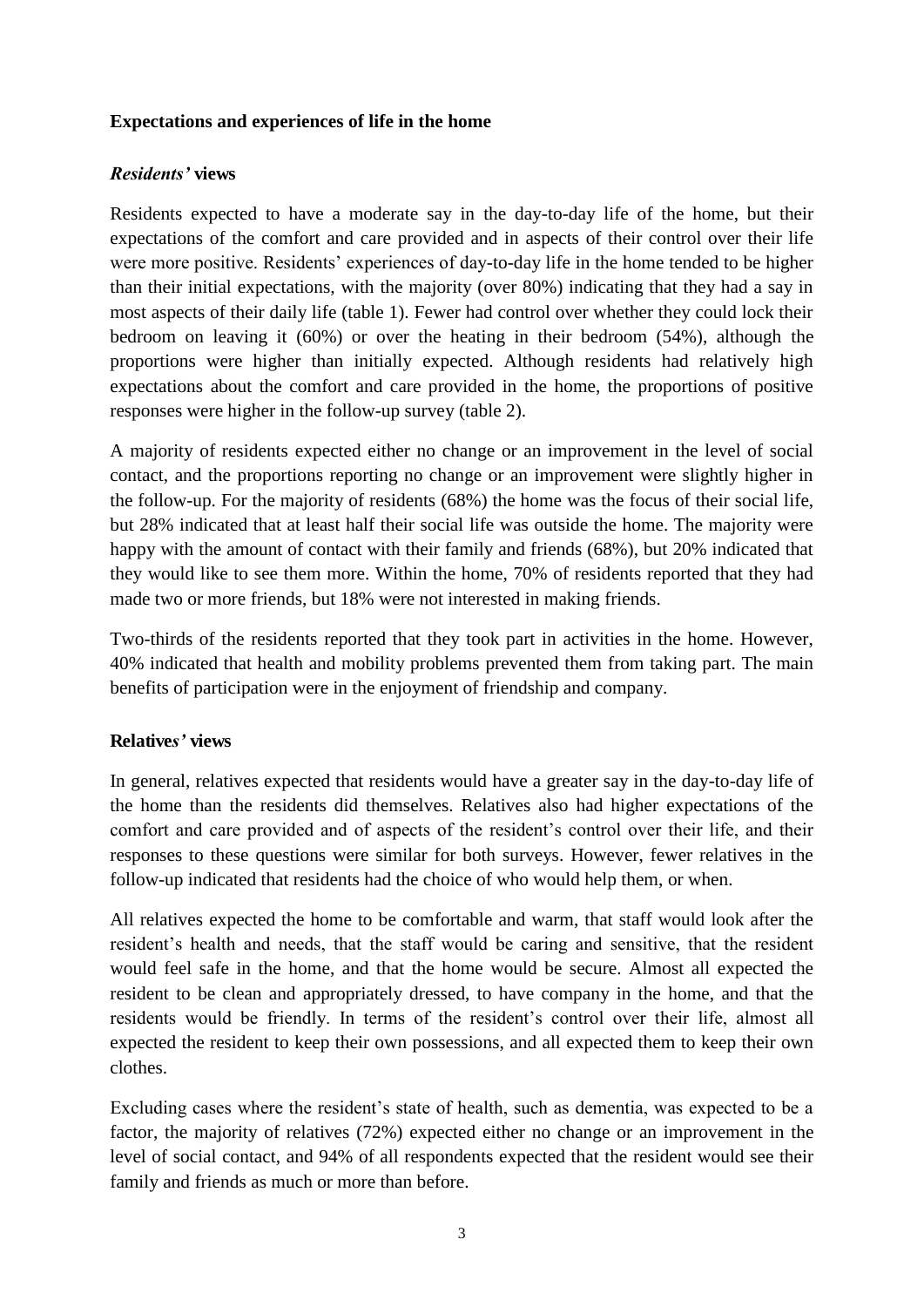**Expectations and experiences of life in the home**

***Residents'* views**

Residents expected to have a moderate say in the day-to-day life of the home, but their expectations of the comfort and care provided and in aspects of their control over their life were more positive. Residents' experiences of day-to-day life in the home tended to be higher than their initial expectations, with the majority (over 80%) indicating that they had a say in most aspects of their daily life (table 1). Fewer had control over whether they could lock their bedroom on leaving it (60%) or over the heating in their bedroom (54%), although the proportions were higher than initially expected. Although residents had relatively high expectations about the comfort and care provided in the home, the proportions of positive responses were higher in the follow-up survey (table 2).

A majority of residents expected either no change or an improvement in the level of social contact, and the proportions reporting no change or an improvement were slightly higher in the follow-up. For the majority of residents (68%) the home was the focus of their social life, but 28% indicated that at least half their social life was outside the home. The majority were happy with the amount of contact with their family and friends (68%), but 20% indicated that they would like to see them more. Within the home, 70% of residents reported that they had made two or more friends, but 18% were not interested in making friends.

Two-thirds of the residents reported that they took part in activities in the home. However, 40% indicated that health and mobility problems prevented them from taking part. The main benefits of participation were in the enjoyment of friendship and company.

**Relatives' views**

In general, relatives expected that residents would have a greater say in the day-to-day life of the home than the residents did themselves. Relatives also had higher expectations of the comfort and care provided and of aspects of the resident's control over their life, and their responses to these questions were similar for both surveys. However, fewer relatives in the follow-up indicated that residents had the choice of who would help them, or when.

All relatives expected the home to be comfortable and warm, that staff would look after the resident's health and needs, that the staff would be caring and sensitive, that the resident would feel safe in the home, and that the home would be secure. Almost all expected the resident to be clean and appropriately dressed, to have company in the home, and that the residents would be friendly. In terms of the resident's control over their life, almost all expected the resident to keep their own possessions, and all expected them to keep their own clothes.

Excluding cases where the resident's state of health, such as dementia, was expected to be a factor, the majority of relatives (72%) expected either no change or an improvement in the level of social contact, and 94% of all respondents expected that the resident would see their family and friends as much or more than before.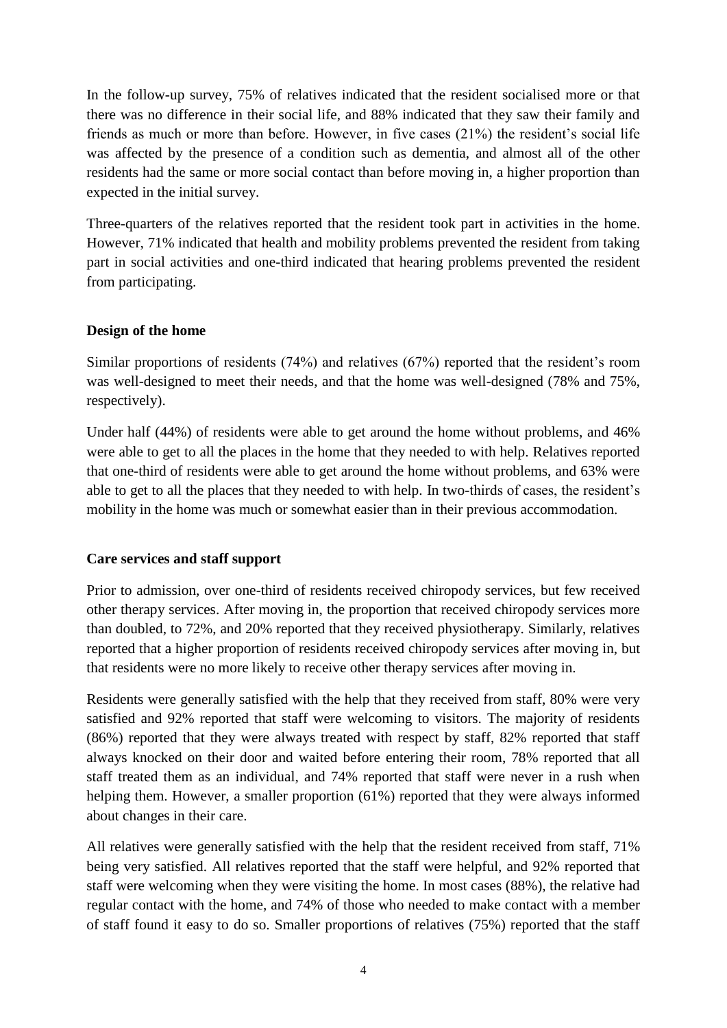In the follow-up survey, 75% of relatives indicated that the resident socialised more or that there was no difference in their social life, and 88% indicated that they saw their family and friends as much or more than before. However, in five cases (21%) the resident's social life was affected by the presence of a condition such as dementia, and almost all of the other residents had the same or more social contact than before moving in, a higher proportion than expected in the initial survey.

Three-quarters of the relatives reported that the resident took part in activities in the home. However, 71% indicated that health and mobility problems prevented the resident from taking part in social activities and one-third indicated that hearing problems prevented the resident from participating.

**Design of the home**

Similar proportions of residents (74%) and relatives (67%) reported that the resident's room was well-designed to meet their needs, and that the home was well-designed (78% and 75%, respectively).

Under half (44%) of residents were able to get around the home without problems, and 46% were able to get to all the places in the home that they needed to with help. Relatives reported that one-third of residents were able to get around the home without problems, and 63% were able to get to all the places that they needed to with help. In two-thirds of cases, the resident's mobility in the home was much or somewhat easier than in their previous accommodation.

**Care services and staff support**

Prior to admission, over one-third of residents received chiropody services, but few received other therapy services. After moving in, the proportion that received chiropody services more than doubled, to 72%, and 20% reported that they received physiotherapy. Similarly, relatives reported that a higher proportion of residents received chiropody services after moving in, but that residents were no more likely to receive other therapy services after moving in.

Residents were generally satisfied with the help that they received from staff, 80% were very satisfied and 92% reported that staff were welcoming to visitors. The majority of residents (86%) reported that they were always treated with respect by staff, 82% reported that staff always knocked on their door and waited before entering their room, 78% reported that all staff treated them as an individual, and 74% reported that staff were never in a rush when helping them. However, a smaller proportion (61%) reported that they were always informed about changes in their care.

All relatives were generally satisfied with the help that the resident received from staff, 71% being very satisfied. All relatives reported that the staff were helpful, and 92% reported that staff were welcoming when they were visiting the home. In most cases (88%), the relative had regular contact with the home, and 74% of those who needed to make contact with a member of staff found it easy to do so. Smaller proportions of relatives (75%) reported that the staff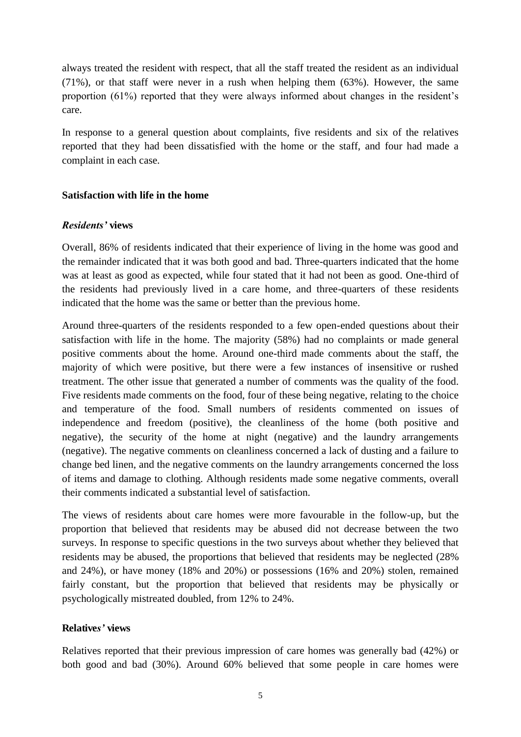always treated the resident with respect, that all the staff treated the resident as an individual (71%), or that staff were never in a rush when helping them (63%). However, the same proportion (61%) reported that they were always informed about changes in the resident's care.

In response to a general question about complaints, five residents and six of the relatives reported that they had been dissatisfied with the home or the staff, and four had made a complaint in each case.

### Satisfaction with life in the home

#### *Residents'* views

Overall, 86% of residents indicated that their experience of living in the home was good and the remainder indicated that it was both good and bad. Three-quarters indicated that the home was at least as good as expected, while four stated that it had not been as good. One-third of the residents had previously lived in a care home, and three-quarters of these residents indicated that the home was the same or better than the previous home.

Around three-quarters of the residents responded to a few open-ended questions about their satisfaction with life in the home. The majority (58%) had no complaints or made general positive comments about the home. Around one-third made comments about the staff, the majority of which were positive, but there were a few instances of insensitive or rushed treatment. The other issue that generated a number of comments was the quality of the food. Five residents made comments on the food, four of these being negative, relating to the choice and temperature of the food. Small numbers of residents commented on issues of independence and freedom (positive), the cleanliness of the home (both positive and negative), the security of the home at night (negative) and the laundry arrangements (negative). The negative comments on cleanliness concerned a lack of dusting and a failure to change bed linen, and the negative comments on the laundry arrangements concerned the loss of items and damage to clothing. Although residents made some negative comments, overall their comments indicated a substantial level of satisfaction.

The views of residents about care homes were more favourable in the follow-up, but the proportion that believed that residents may be abused did not decrease between the two surveys. In response to specific questions in the two surveys about whether they believed that residents may be abused, the proportions that believed that residents may be neglected (28% and 24%), or have money (18% and 20%) or possessions (16% and 20%) stolen, remained fairly constant, but the proportion that believed that residents may be physically or psychologically mistreated doubled, from 12% to 24%.

#### Relative*s'* views

Relatives reported that their previous impression of care homes was generally bad (42%) or both good and bad (30%). Around 60% believed that some people in care homes were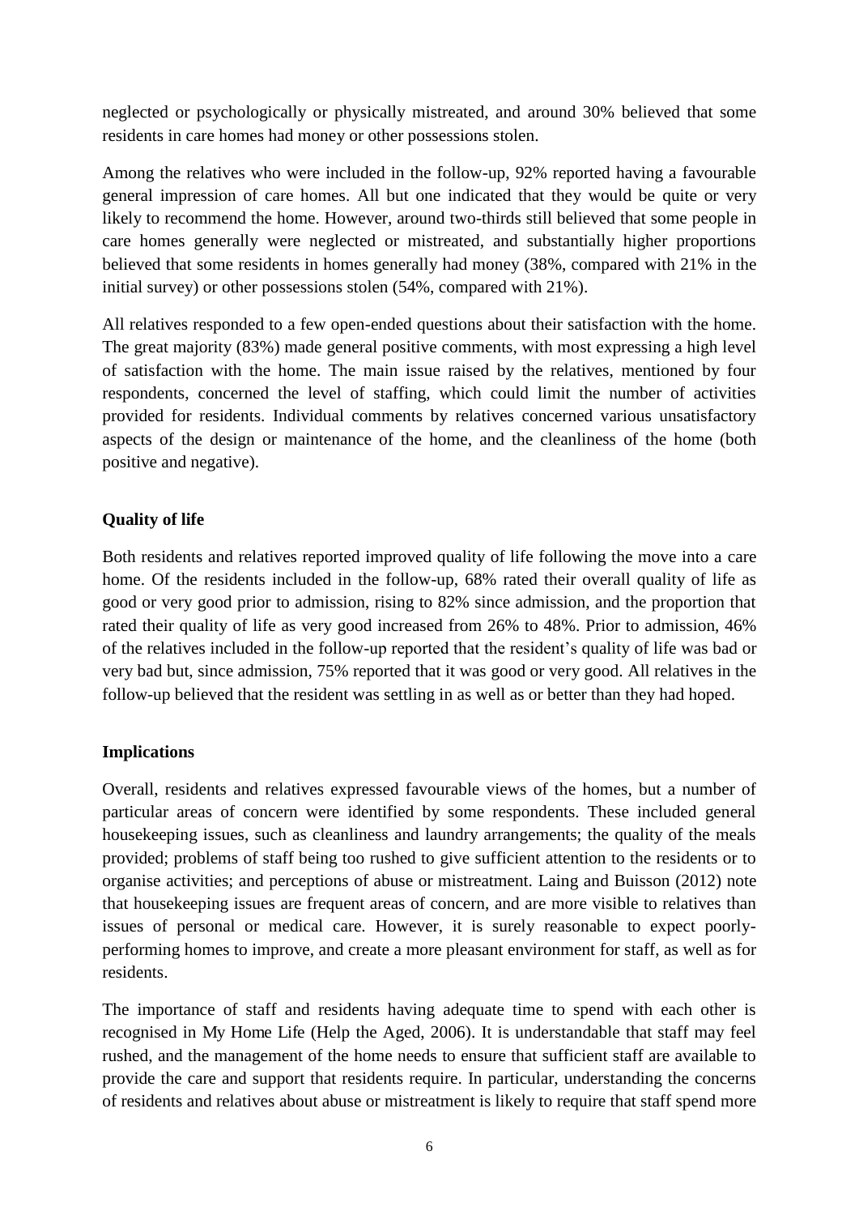neglected or psychologically or physically mistreated, and around 30% believed that some residents in care homes had money or other possessions stolen.

Among the relatives who were included in the follow-up, 92% reported having a favourable general impression of care homes. All but one indicated that they would be quite or very likely to recommend the home. However, around two-thirds still believed that some people in care homes generally were neglected or mistreated, and substantially higher proportions believed that some residents in homes generally had money (38%, compared with 21% in the initial survey) or other possessions stolen (54%, compared with 21%).

All relatives responded to a few open-ended questions about their satisfaction with the home. The great majority (83%) made general positive comments, with most expressing a high level of satisfaction with the home. The main issue raised by the relatives, mentioned by four respondents, concerned the level of staffing, which could limit the number of activities provided for residents. Individual comments by relatives concerned various unsatisfactory aspects of the design or maintenance of the home, and the cleanliness of the home (both positive and negative).

**Quality of life**

Both residents and relatives reported improved quality of life following the move into a care home. Of the residents included in the follow-up, 68% rated their overall quality of life as good or very good prior to admission, rising to 82% since admission, and the proportion that rated their quality of life as very good increased from 26% to 48%. Prior to admission, 46% of the relatives included in the follow-up reported that the resident's quality of life was bad or very bad but, since admission, 75% reported that it was good or very good. All relatives in the follow-up believed that the resident was settling in as well as or better than they had hoped.

**Implications**

Overall, residents and relatives expressed favourable views of the homes, but a number of particular areas of concern were identified by some respondents. These included general housekeeping issues, such as cleanliness and laundry arrangements; the quality of the meals provided; problems of staff being too rushed to give sufficient attention to the residents or to organise activities; and perceptions of abuse or mistreatment. Laing and Buisson (2012) note that housekeeping issues are frequent areas of concern, and are more visible to relatives than issues of personal or medical care. However, it is surely reasonable to expect poorly-performing homes to improve, and create a more pleasant environment for staff, as well as for residents.

The importance of staff and residents having adequate time to spend with each other is recognised in My Home Life (Help the Aged, 2006). It is understandable that staff may feel rushed, and the management of the home needs to ensure that sufficient staff are available to provide the care and support that residents require. In particular, understanding the concerns of residents and relatives about abuse or mistreatment is likely to require that staff spend more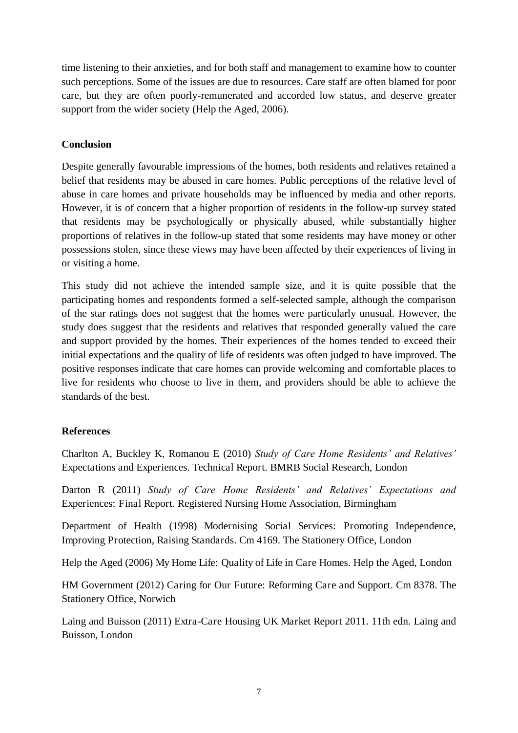time listening to their anxieties, and for both staff and management to examine how to counter such perceptions. Some of the issues are due to resources. Care staff are often blamed for poor care, but they are often poorly-remunerated and accorded low status, and deserve greater support from the wider society (Help the Aged, 2006).

**Conclusion**

Despite generally favourable impressions of the homes, both residents and relatives retained a belief that residents may be abused in care homes. Public perceptions of the relative level of abuse in care homes and private households may be influenced by media and other reports. However, it is of concern that a higher proportion of residents in the follow-up survey stated that residents may be psychologically or physically abused, while substantially higher proportions of relatives in the follow-up stated that some residents may have money or other possessions stolen, since these views may have been affected by their experiences of living in or visiting a home.

This study did not achieve the intended sample size, and it is quite possible that the participating homes and respondents formed a self-selected sample, although the comparison of the star ratings does not suggest that the homes were particularly unusual. However, the study does suggest that the residents and relatives that responded generally valued the care and support provided by the homes. Their experiences of the homes tended to exceed their initial expectations and the quality of life of residents was often judged to have improved. The positive responses indicate that care homes can provide welcoming and comfortable places to live for residents who choose to live in them, and providers should be able to achieve the standards of the best.

**References**

Charlton A, Buckley K, Romanou E (2010) *Study of Care Home Residents' and Relatives'* Expectations and Experiences. Technical Report. BMRB Social Research, London

Darton R (2011) *Study of Care Home Residents' and Relatives' Expectations and* Experiences: Final Report. Registered Nursing Home Association, Birmingham

Department of Health (1998) Modernising Social Services: Promoting Independence, Improving Protection, Raising Standards. Cm 4169. The Stationery Office, London

Help the Aged (2006) My Home Life: Quality of Life in Care Homes. Help the Aged, London

HM Government (2012) Caring for Our Future: Reforming Care and Support. Cm 8378. The Stationery Office, Norwich

Laing and Buisson (2011) Extra-Care Housing UK Market Report 2011. 11th edn. Laing and Buisson, London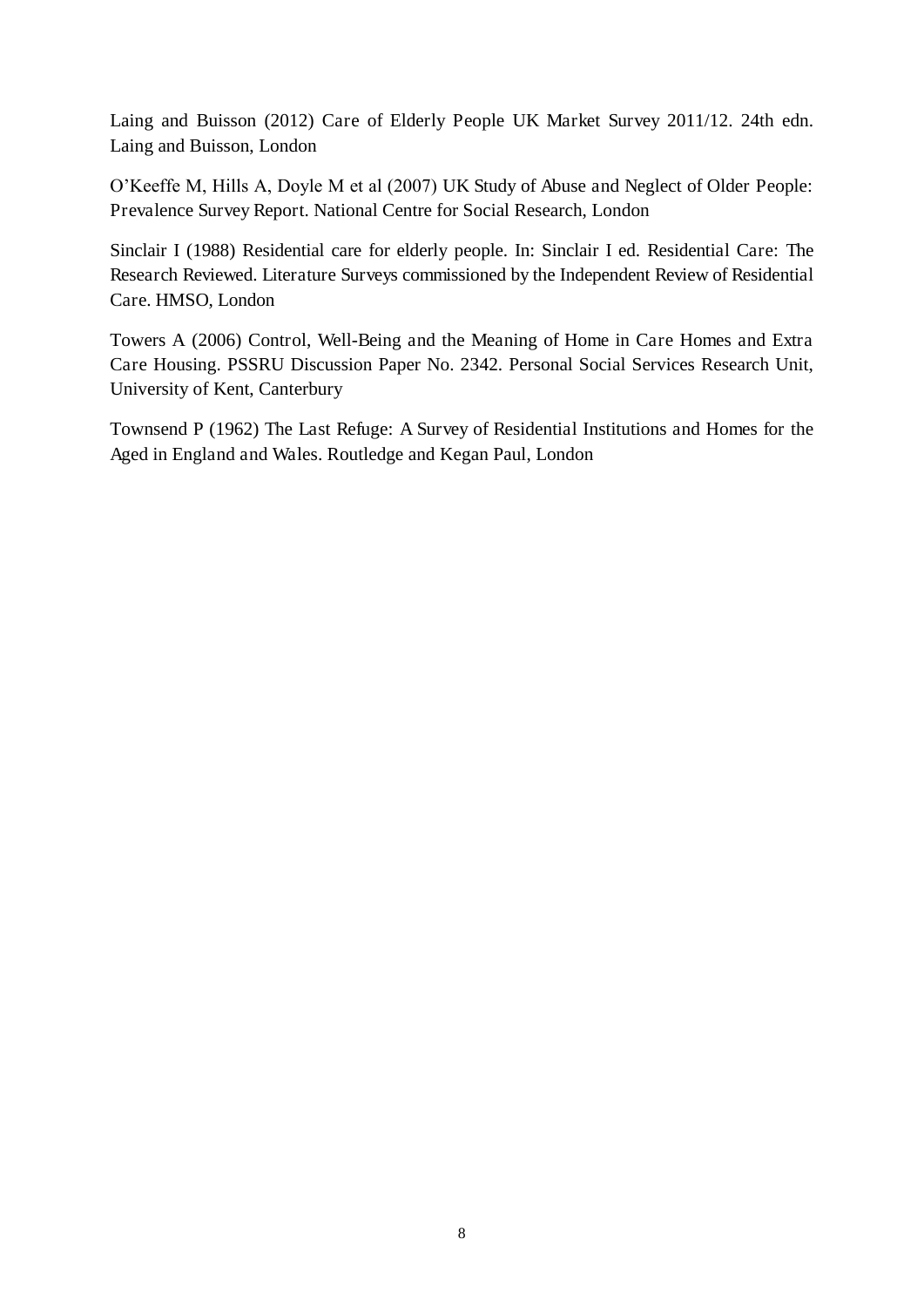Laing and Buisson (2012) Care of Elderly People UK Market Survey 2011/12. 24th edn. Laing and Buisson, London

O'Keeffe M, Hills A, Doyle M et al (2007) UK Study of Abuse and Neglect of Older People: Prevalence Survey Report. National Centre for Social Research, London

Sinclair I (1988) Residential care for elderly people. In: Sinclair I ed. Residential Care: The Research Reviewed. Literature Surveys commissioned by the Independent Review of Residential Care. HMSO, London

Towers A (2006) Control, Well-Being and the Meaning of Home in Care Homes and Extra Care Housing. PSSRU Discussion Paper No. 2342. Personal Social Services Research Unit, University of Kent, Canterbury

Townsend P (1962) The Last Refuge: A Survey of Residential Institutions and Homes for the Aged in England and Wales. Routledge and Kegan Paul, London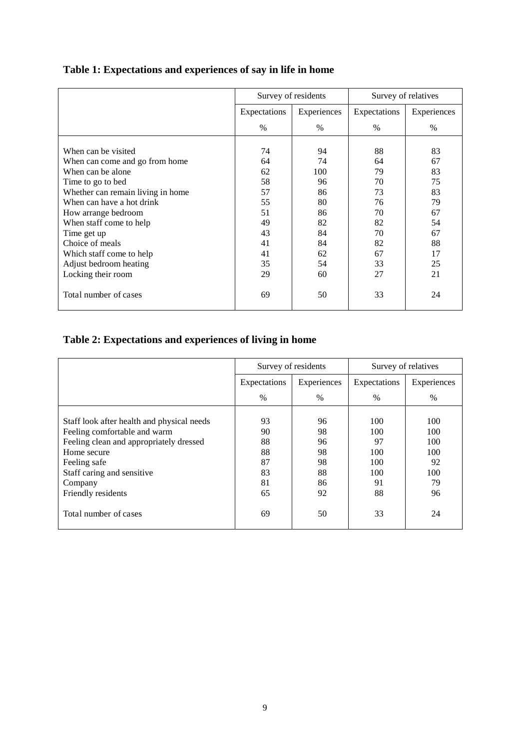**Table 1: Expectations and experiences of say in life in home**

| | Survey of residents | | Survey of relatives | |
|---|---|---|---|---|
| | Expectations | Experiences | Expectations | Experiences |
| | % | % | % | % |
| When can be visited | 74 | 94 | 88 | 83 |
| When can come and go from home | 64 | 74 | 64 | 67 |
| When can be alone | 62 | 100 | 79 | 83 |
| Time to go to bed | 58 | 96 | 70 | 75 |
| Whether can remain living in home | 57 | 86 | 73 | 83 |
| When can have a hot drink | 55 | 80 | 76 | 79 |
| How arrange bedroom | 51 | 86 | 70 | 67 |
| When staff come to help | 49 | 82 | 82 | 54 |
| Time get up | 43 | 84 | 70 | 67 |
| Choice of meals | 41 | 84 | 82 | 88 |
| Which staff come to help | 41 | 62 | 67 | 17 |
| Adjust bedroom heating | 35 | 54 | 33 | 25 |
| Locking their room | 29 | 60 | 27 | 21 |
| Total number of cases | 69 | 50 | 33 | 24 |

**Table 2: Expectations and experiences of living in home**

| | Survey of residents | | Survey of relatives | |
|---|---|---|---|---|
| | Expectations | Experiences | Expectations | Experiences |
| | % | % | % | % |
| Staff look after health and physical needs | 93 | 96 | 100 | 100 |
| Feeling comfortable and warm | 90 | 98 | 100 | 100 |
| Feeling clean and appropriately dressed | 88 | 96 | 97 | 100 |
| Home secure | 88 | 98 | 100 | 100 |
| Feeling safe | 87 | 98 | 100 | 92 |
| Staff caring and sensitive | 83 | 88 | 100 | 100 |
| Company | 81 | 86 | 91 | 79 |
| Friendly residents | 65 | 92 | 88 | 96 |
| Total number of cases | 69 | 50 | 33 | 24 |